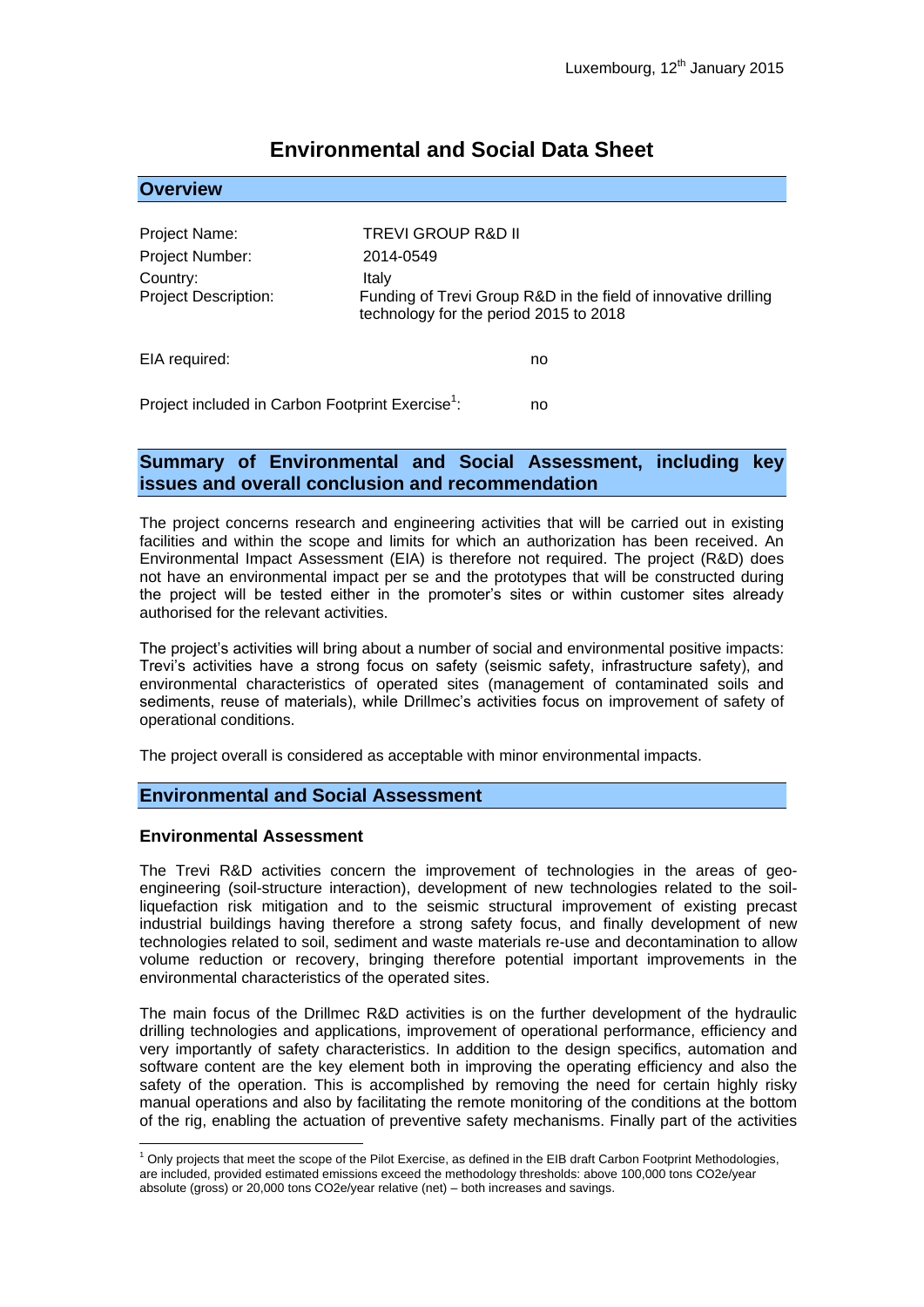Luxembourg, 12th January 2015

# Environmental and Social Data Sheet

## Overview

| | |
|---|---|
| Project Name: | TREVI GROUP R&D II |
| Project Number: | 2014-0549 |
| Country: | Italy |
| Project Description: | Funding of Trevi Group R&D in the field of innovative drilling technology for the period 2015 to 2018 |

EIA required: no

Project included in Carbon Footprint Exercise[1]: no

## Summary of Environmental and Social Assessment, including key issues and overall conclusion and recommendation

The project concerns research and engineering activities that will be carried out in existing facilities and within the scope and limits for which an authorization has been received. An Environmental Impact Assessment (EIA) is therefore not required. The project (R&D) does not have an environmental impact per se and the prototypes that will be constructed during the project will be tested either in the promoter's sites or within customer sites already authorised for the relevant activities.

The project's activities will bring about a number of social and environmental positive impacts: Trevi's activities have a strong focus on safety (seismic safety, infrastructure safety), and environmental characteristics of operated sites (management of contaminated soils and sediments, reuse of materials), while Drillmec's activities focus on improvement of safety of operational conditions.

The project overall is considered as acceptable with minor environmental impacts.

## Environmental and Social Assessment

### Environmental Assessment

The Trevi R&D activities concern the improvement of technologies in the areas of geo-engineering (soil-structure interaction), development of new technologies related to the soil-liquefaction risk mitigation and to the seismic structural improvement of existing precast industrial buildings having therefore a strong safety focus, and finally development of new technologies related to soil, sediment and waste materials re-use and decontamination to allow volume reduction or recovery, bringing therefore potential important improvements in the environmental characteristics of the operated sites.

The main focus of the Drillmec R&D activities is on the further development of the hydraulic drilling technologies and applications, improvement of operational performance, efficiency and very importantly of safety characteristics. In addition to the design specifics, automation and software content are the key element both in improving the operating efficiency and also the safety of the operation. This is accomplished by removing the need for certain highly risky manual operations and also by facilitating the remote monitoring of the conditions at the bottom of the rig, enabling the actuation of preventive safety mechanisms. Finally part of the activities

---

[1] Only projects that meet the scope of the Pilot Exercise, as defined in the EIB draft Carbon Footprint Methodologies, are included, provided estimated emissions exceed the methodology thresholds: above 100,000 tons CO2e/year absolute (gross) or 20,000 tons CO2e/year relative (net) – both increases and savings.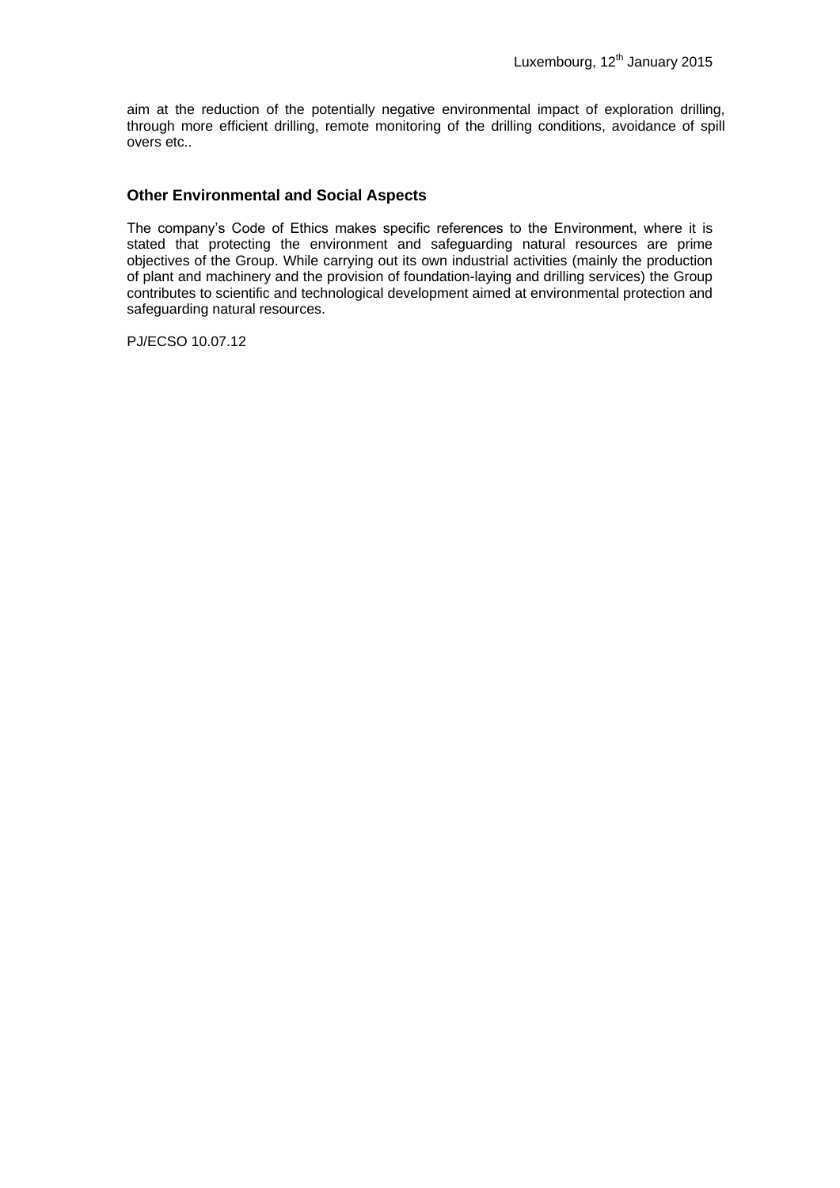aim at the reduction of the potentially negative environmental impact of exploration drilling, through more efficient drilling, remote monitoring of the drilling conditions, avoidance of spill overs etc..

### Other Environmental and Social Aspects

The company's Code of Ethics makes specific references to the Environment, where it is stated that protecting the environment and safeguarding natural resources are prime objectives of the Group. While carrying out its own industrial activities (mainly the production of plant and machinery and the provision of foundation-laying and drilling services) the Group contributes to scientific and technological development aimed at environmental protection and safeguarding natural resources.

PJ/ECSO 10.07.12